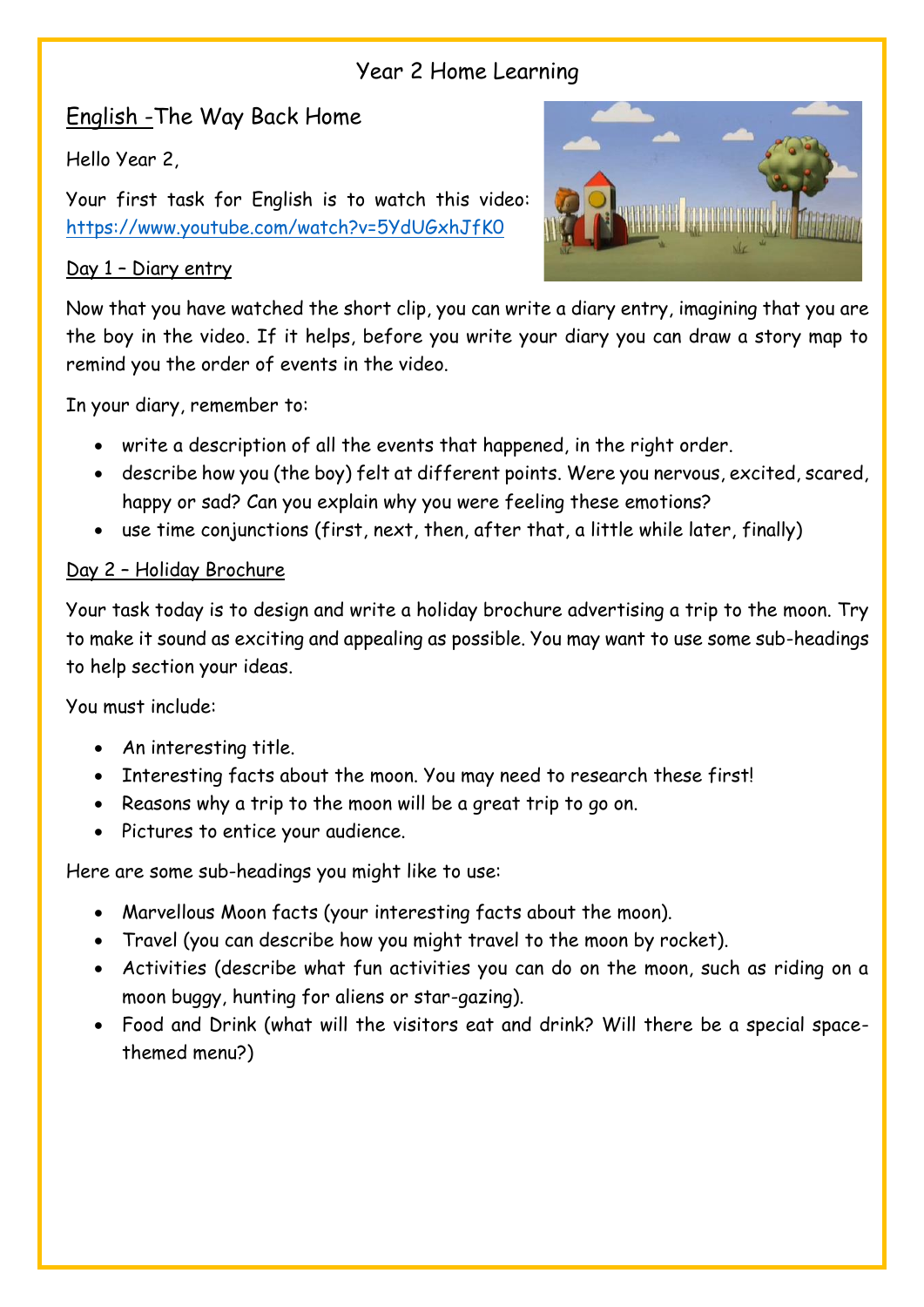# Year 2 Home Learning

## English - The Way Back Home

Hello Year 2,

Your first task for English is to watch this video: https://www.youtube.com/watch?v=5YdUGxhJfK0

### Day 1 – Diary entry

Now that you have watched the short clip, you can write a diary entry, imagining that you are the boy in the video. If it helps, before you write your diary you can draw a story map to remind you the order of events in the video.

In your diary, remember to:

- write a description of all the events that happened, in the right order.
- describe how you (the boy) felt at different points. Were you nervous, excited, scared, happy or sad? Can you explain why you were feeling these emotions?
- use time conjunctions (first, next, then, after that, a little while later, finally)

### Day 2 – Holiday Brochure

Your task today is to design and write a holiday brochure advertising a trip to the moon. Try to make it sound as exciting and appealing as possible. You may want to use some sub-headings to help section your ideas.

You must include:

- An interesting title.
- Interesting facts about the moon. You may need to research these first!
- Reasons why a trip to the moon will be a great trip to go on.
- Pictures to entice your audience.

Here are some sub-headings you might like to use:

- Marvellous Moon facts (your interesting facts about the moon).
- Travel (you can describe how you might travel to the moon by rocket).
- Activities (describe what fun activities you can do on the moon, such as riding on a moon buggy, hunting for aliens or star-gazing).
- Food and Drink (what will the visitors eat and drink? Will there be a special space-themed menu?)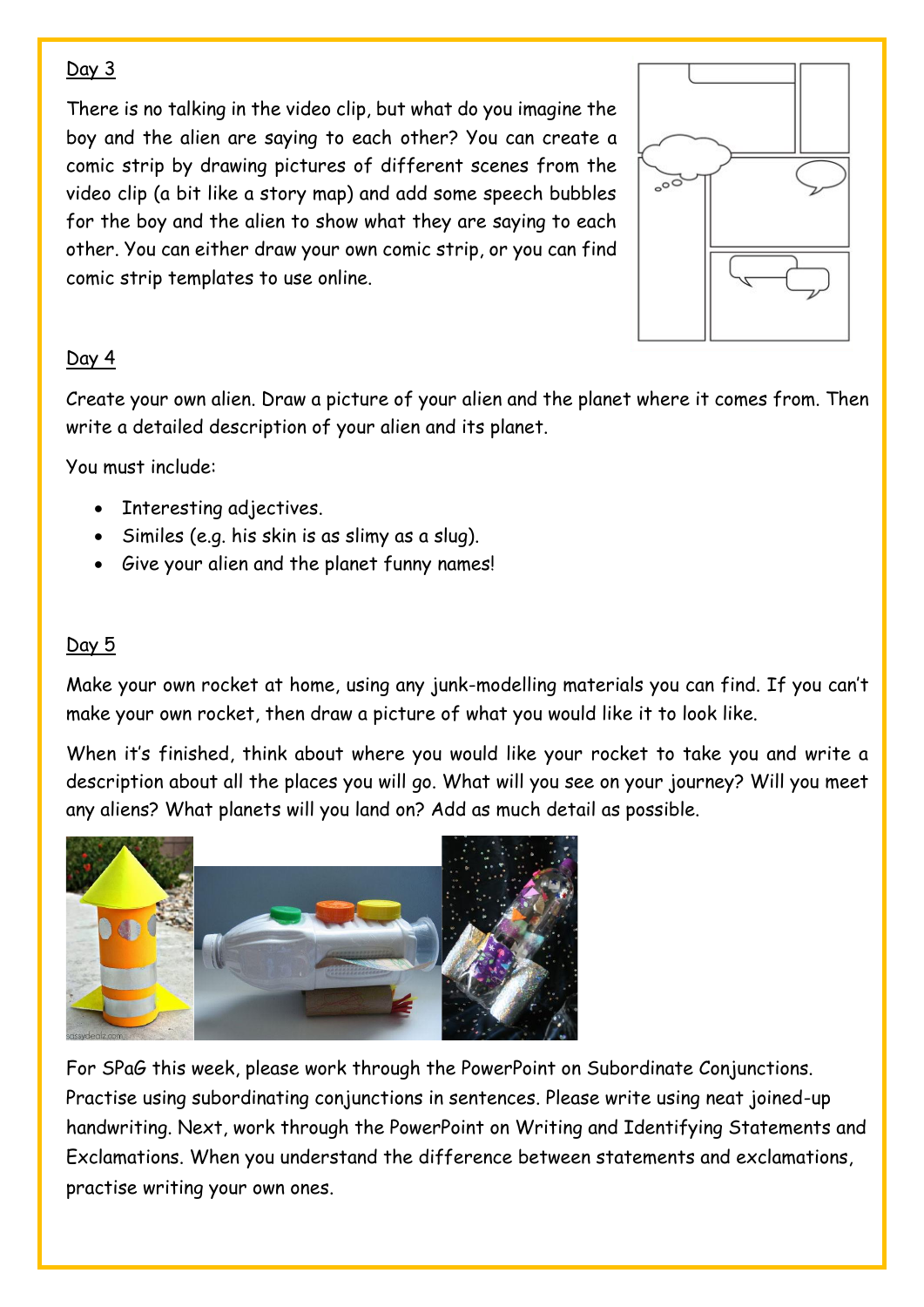Day 3

There is no talking in the video clip, but what do you imagine the boy and the alien are saying to each other? You can create a comic strip by drawing pictures of different scenes from the video clip (a bit like a story map) and add some speech bubbles for the boy and the alien to show what they are saying to each other. You can either draw your own comic strip, or you can find comic strip templates to use online.

Day 4

Create your own alien. Draw a picture of your alien and the planet where it comes from. Then write a detailed description of your alien and its planet.

You must include:

- Interesting adjectives.
- Similes (e.g. his skin is as slimy as a slug).
- Give your alien and the planet funny names!

Day 5

Make your own rocket at home, using any junk-modelling materials you can find. If you can't make your own rocket, then draw a picture of what you would like it to look like.

When it's finished, think about where you would like your rocket to take you and write a description about all the places you will go. What will you see on your journey? Will you meet any aliens? What planets will you land on? Add as much detail as possible.

For SPaG this week, please work through the PowerPoint on Subordinate Conjunctions. Practise using subordinating conjunctions in sentences. Please write using neat joined-up handwriting. Next, work through the PowerPoint on Writing and Identifying Statements and Exclamations. When you understand the difference between statements and exclamations, practise writing your own ones.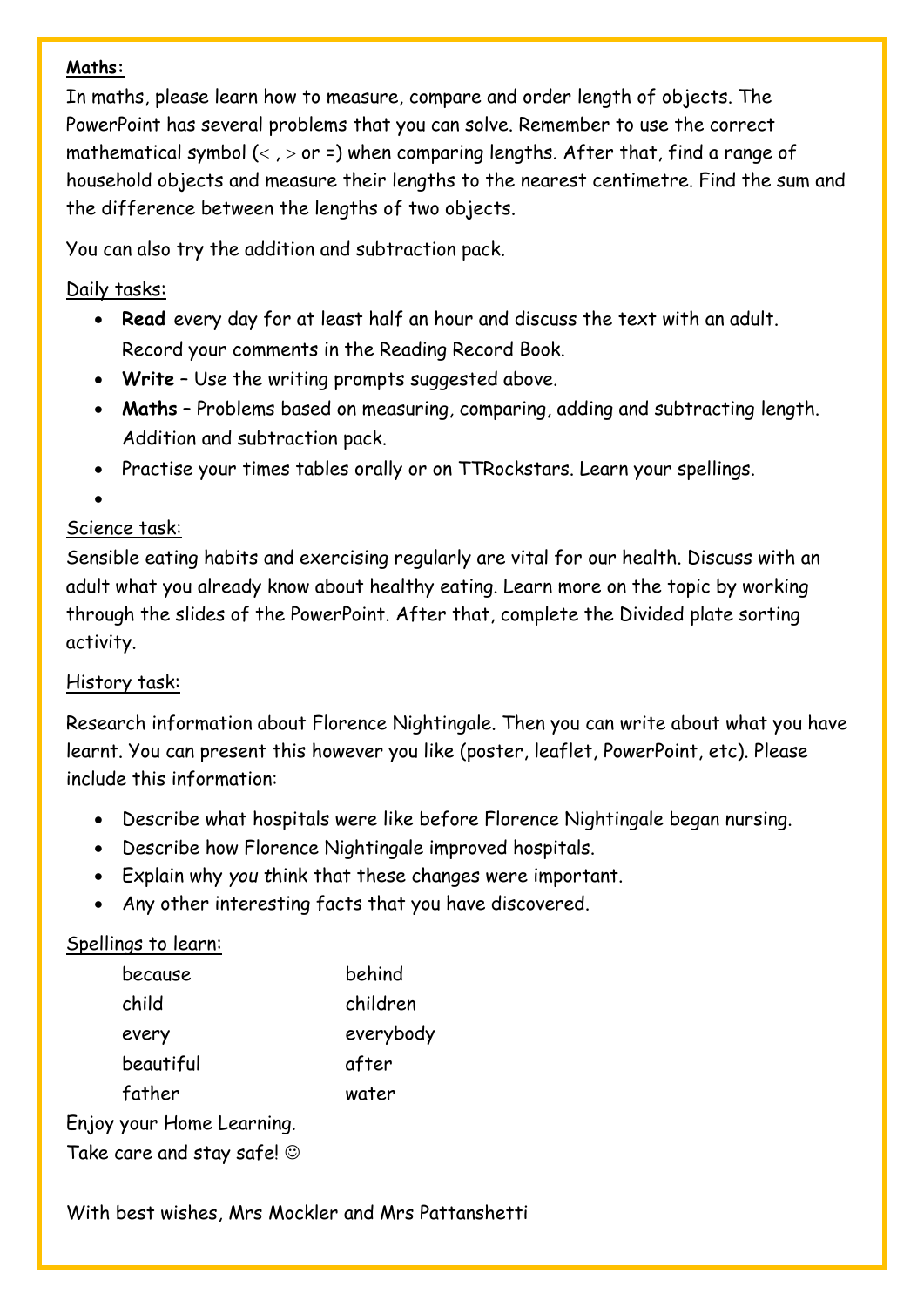**Maths:**

In maths, please learn how to measure, compare and order length of objects. The PowerPoint has several problems that you can solve. Remember to use the correct mathematical symbol (< , > or =) when comparing lengths. After that, find a range of household objects and measure their lengths to the nearest centimetre. Find the sum and the difference between the lengths of two objects.

You can also try the addition and subtraction pack.

Daily tasks:

- **Read** every day for at least half an hour and discuss the text with an adult. Record your comments in the Reading Record Book.
- **Write** – Use the writing prompts suggested above.
- **Maths** – Problems based on measuring, comparing, adding and subtracting length. Addition and subtraction pack.
- Practise your times tables orally or on TTRockstars. Learn your spellings.

Science task:

Sensible eating habits and exercising regularly are vital for our health. Discuss with an adult what you already know about healthy eating. Learn more on the topic by working through the slides of the PowerPoint. After that, complete the Divided plate sorting activity.

History task:

Research information about Florence Nightingale. Then you can write about what you have learnt. You can present this however you like (poster, leaflet, PowerPoint, etc). Please include this information:

- Describe what hospitals were like before Florence Nightingale began nursing.
- Describe how Florence Nightingale improved hospitals.
- Explain why *you* think that these changes were important.
- Any other interesting facts that you have discovered.

Spellings to learn:

| | |
|---|---|
| because | behind |
| child | children |
| every | everybody |
| beautiful | after |
| father | water |

Enjoy your Home Learning.

Take care and stay safe! ☺

With best wishes, Mrs Mockler and Mrs Pattanshetti